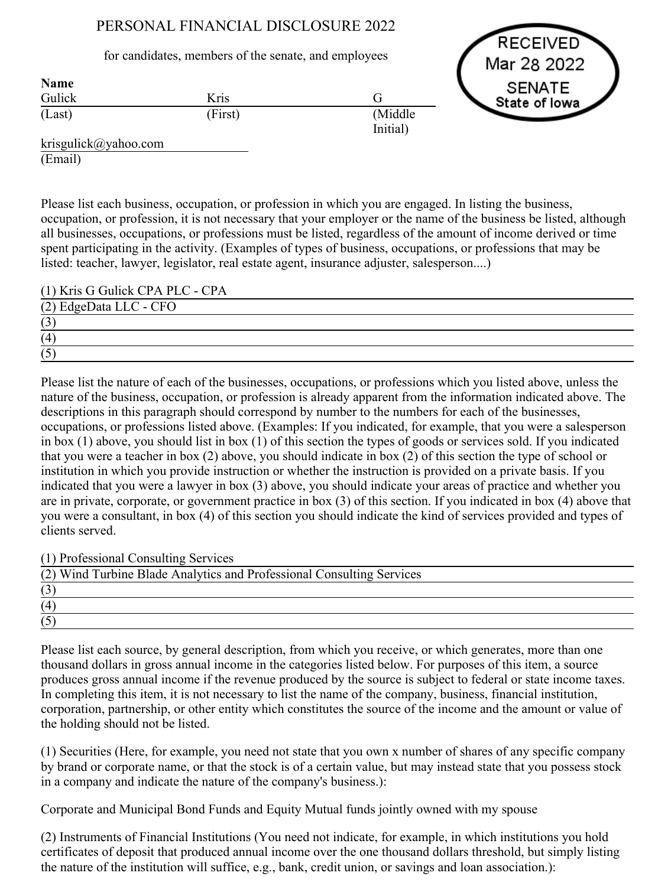# PERSONAL FINANCIAL DISCLOSURE 2022

for candidates, members of the senate, and employees

RECEIVED
Mar 28 2022
SENATE
State of Iowa

**Name**

| Gulick | Kris | G |
|---|---|---|
| (Last) | (First) | (Middle Initial) |

krisgulick@yahoo.com
(Email)

Please list each business, occupation, or profession in which you are engaged. In listing the business, occupation, or profession, it is not necessary that your employer or the name of the business be listed, although all businesses, occupations, or professions must be listed, regardless of the amount of income derived or time spent participating in the activity. (Examples of types of business, occupations, or professions that may be listed: teacher, lawyer, legislator, real estate agent, insurance adjuster, salesperson....)

(1) Kris G Gulick CPA PLC - CPA
(2) EdgeData LLC - CFO
(3)
(4)
(5)

Please list the nature of each of the businesses, occupations, or professions which you listed above, unless the nature of the business, occupation, or profession is already apparent from the information indicated above. The descriptions in this paragraph should correspond by number to the numbers for each of the businesses, occupations, or professions listed above. (Examples: If you indicated, for example, that you were a salesperson in box (1) above, you should list in box (1) of this section the types of goods or services sold. If you indicated that you were a teacher in box (2) above, you should indicate in box (2) of this section the type of school or institution in which you provide instruction or whether the instruction is provided on a private basis. If you indicated that you were a lawyer in box (3) above, you should indicate your areas of practice and whether you are in private, corporate, or government practice in box (3) of this section. If you indicated in box (4) above that you were a consultant, in box (4) of this section you should indicate the kind of services provided and types of clients served.

(1) Professional Consulting Services
(2) Wind Turbine Blade Analytics and Professional Consulting Services
(3)
(4)
(5)

Please list each source, by general description, from which you receive, or which generates, more than one thousand dollars in gross annual income in the categories listed below. For purposes of this item, a source produces gross annual income if the revenue produced by the source is subject to federal or state income taxes. In completing this item, it is not necessary to list the name of the company, business, financial institution, corporation, partnership, or other entity which constitutes the source of the income and the amount or value of the holding should not be listed.

(1) Securities (Here, for example, you need not state that you own x number of shares of any specific company by brand or corporate name, or that the stock is of a certain value, but may instead state that you possess stock in a company and indicate the nature of the company's business.):

Corporate and Municipal Bond Funds and Equity Mutual funds jointly owned with my spouse

(2) Instruments of Financial Institutions (You need not indicate, for example, in which institutions you hold certificates of deposit that produced annual income over the one thousand dollars threshold, but simply listing the nature of the institution will suffice, e.g., bank, credit union, or savings and loan association.):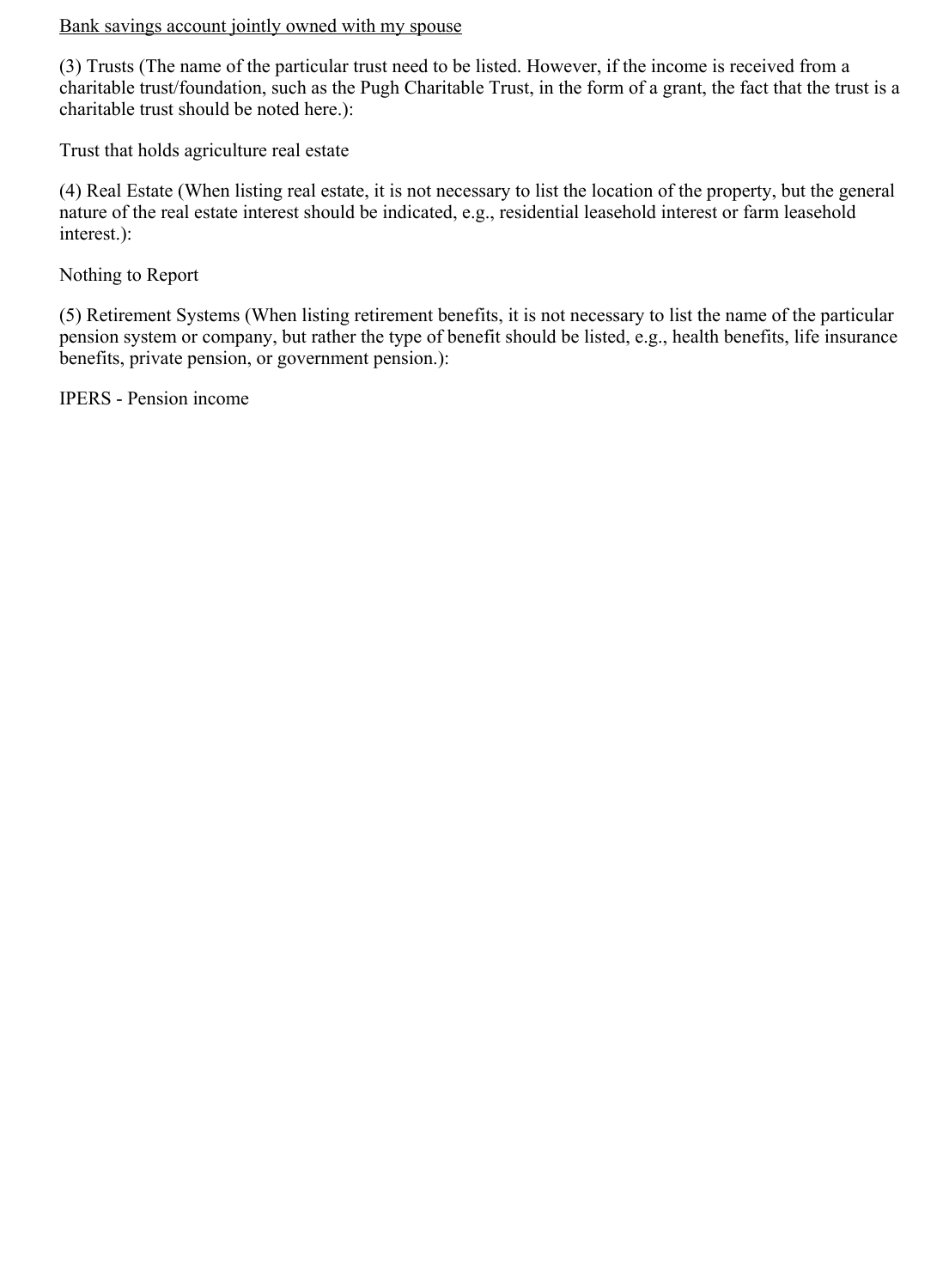<u>Bank savings account jointly owned with my spouse</u>

(3) Trusts (The name of the particular trust need to be listed. However, if the income is received from a charitable trust/foundation, such as the Pugh Charitable Trust, in the form of a grant, the fact that the trust is a charitable trust should be noted here.):

Trust that holds agriculture real estate

(4) Real Estate (When listing real estate, it is not necessary to list the location of the property, but the general nature of the real estate interest should be indicated, e.g., residential leasehold interest or farm leasehold interest.):

Nothing to Report

(5) Retirement Systems (When listing retirement benefits, it is not necessary to list the name of the particular pension system or company, but rather the type of benefit should be listed, e.g., health benefits, life insurance benefits, private pension, or government pension.):

IPERS - Pension income